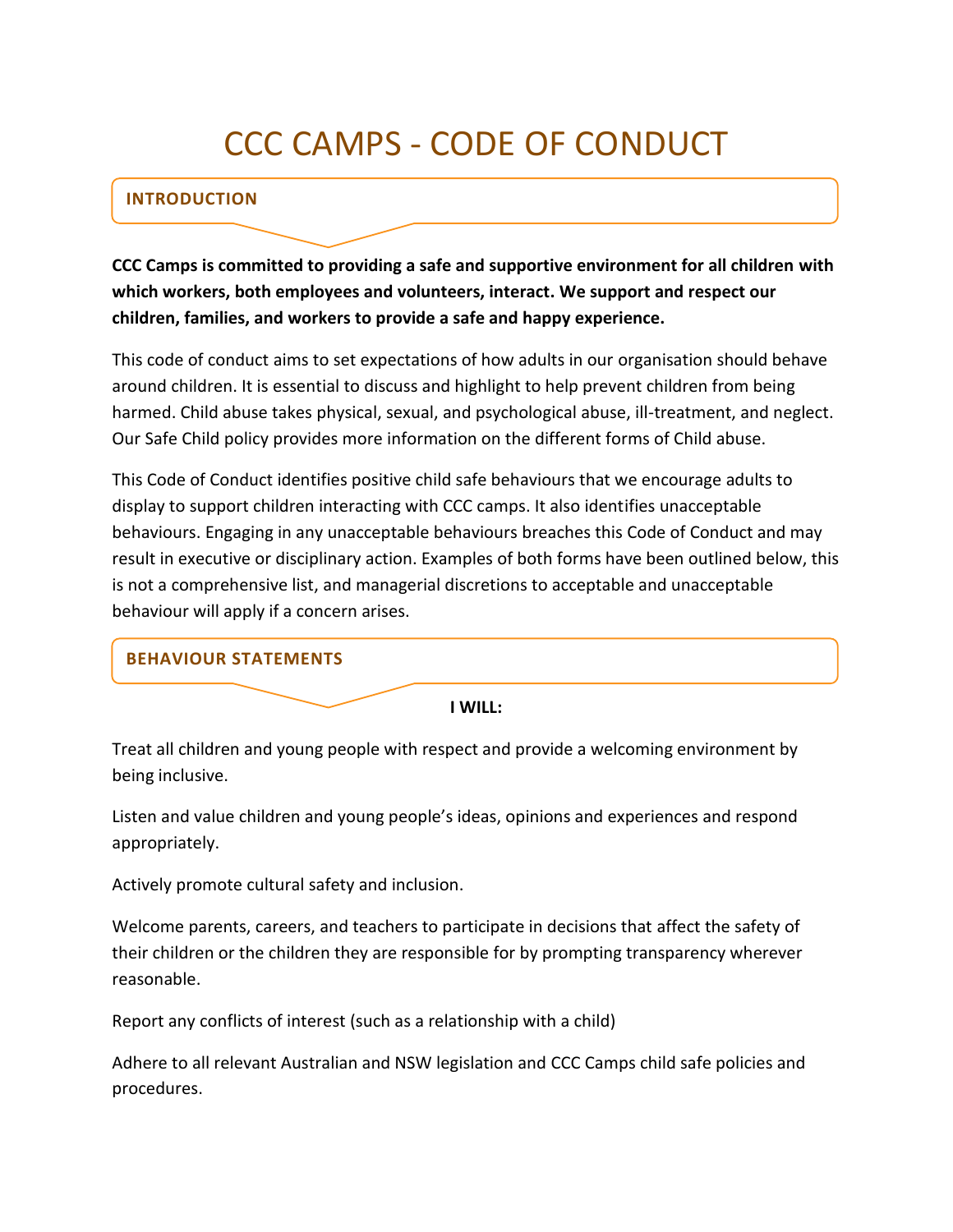# CCC CAMPS - CODE OF CONDUCT

## INTRODUCTION

**CCC Camps is committed to providing a safe and supportive environment for all children with which workers, both employees and volunteers, interact. We support and respect our children, families, and workers to provide a safe and happy experience.**

This code of conduct aims to set expectations of how adults in our organisation should behave around children. It is essential to discuss and highlight to help prevent children from being harmed. Child abuse takes physical, sexual, and psychological abuse, ill-treatment, and neglect. Our Safe Child policy provides more information on the different forms of Child abuse.

This Code of Conduct identifies positive child safe behaviours that we encourage adults to display to support children interacting with CCC camps. It also identifies unacceptable behaviours. Engaging in any unacceptable behaviours breaches this Code of Conduct and may result in executive or disciplinary action. Examples of both forms have been outlined below, this is not a comprehensive list, and managerial discretions to acceptable and unacceptable behaviour will apply if a concern arises.

## BEHAVIOUR STATEMENTS

**I WILL:**

Treat all children and young people with respect and provide a welcoming environment by being inclusive.

Listen and value children and young people's ideas, opinions and experiences and respond appropriately.

Actively promote cultural safety and inclusion.

Welcome parents, careers, and teachers to participate in decisions that affect the safety of their children or the children they are responsible for by prompting transparency wherever reasonable.

Report any conflicts of interest (such as a relationship with a child)

Adhere to all relevant Australian and NSW legislation and CCC Camps child safe policies and procedures.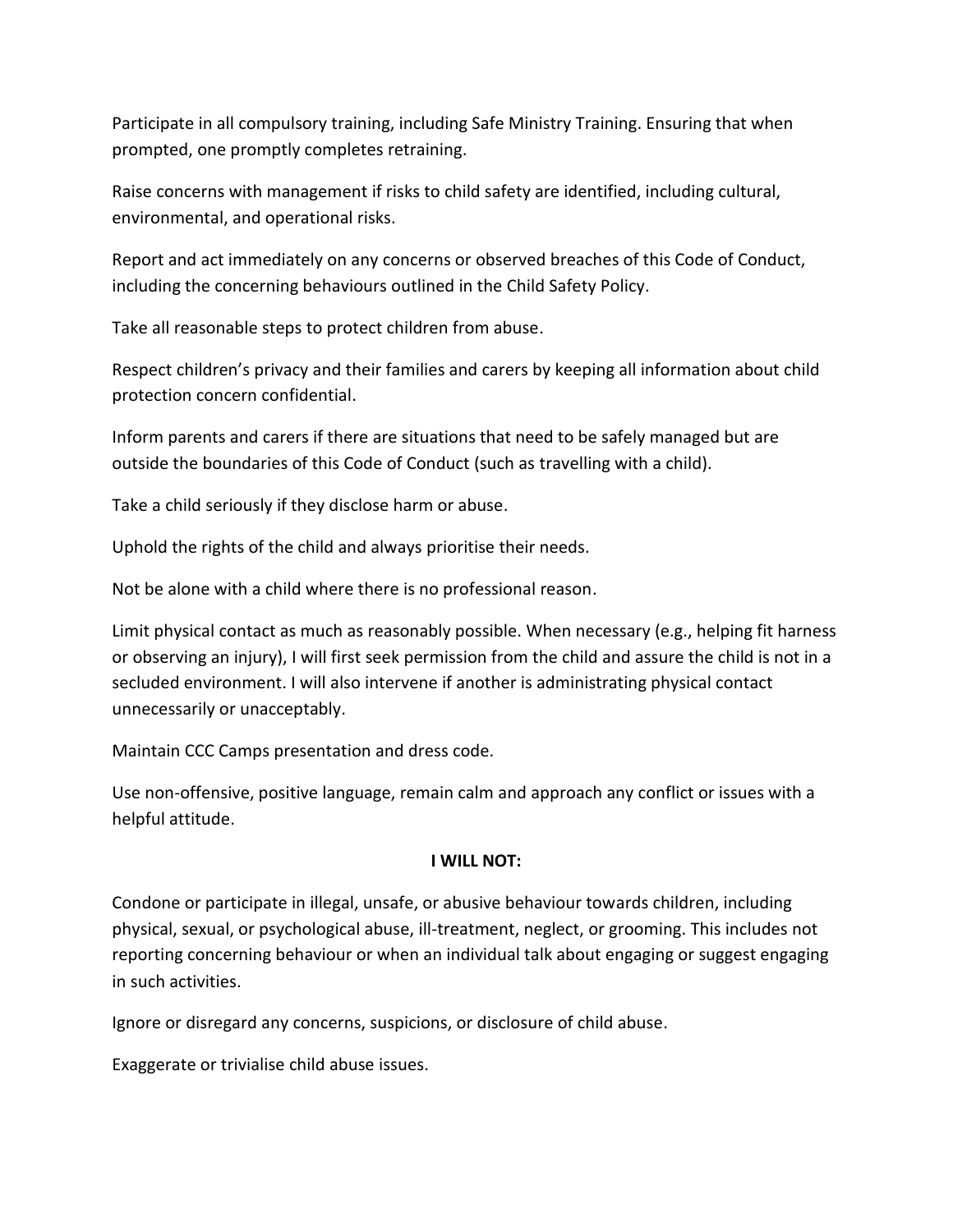Participate in all compulsory training, including Safe Ministry Training. Ensuring that when prompted, one promptly completes retraining.

Raise concerns with management if risks to child safety are identified, including cultural, environmental, and operational risks.

Report and act immediately on any concerns or observed breaches of this Code of Conduct, including the concerning behaviours outlined in the Child Safety Policy.

Take all reasonable steps to protect children from abuse.

Respect children's privacy and their families and carers by keeping all information about child protection concern confidential.

Inform parents and carers if there are situations that need to be safely managed but are outside the boundaries of this Code of Conduct (such as travelling with a child).

Take a child seriously if they disclose harm or abuse.

Uphold the rights of the child and always prioritise their needs.

Not be alone with a child where there is no professional reason.

Limit physical contact as much as reasonably possible. When necessary (e.g., helping fit harness or observing an injury), I will first seek permission from the child and assure the child is not in a secluded environment. I will also intervene if another is administrating physical contact unnecessarily or unacceptably.

Maintain CCC Camps presentation and dress code.

Use non-offensive, positive language, remain calm and approach any conflict or issues with a helpful attitude.

**I WILL NOT:**

Condone or participate in illegal, unsafe, or abusive behaviour towards children, including physical, sexual, or psychological abuse, ill-treatment, neglect, or grooming. This includes not reporting concerning behaviour or when an individual talk about engaging or suggest engaging in such activities.

Ignore or disregard any concerns, suspicions, or disclosure of child abuse.

Exaggerate or trivialise child abuse issues.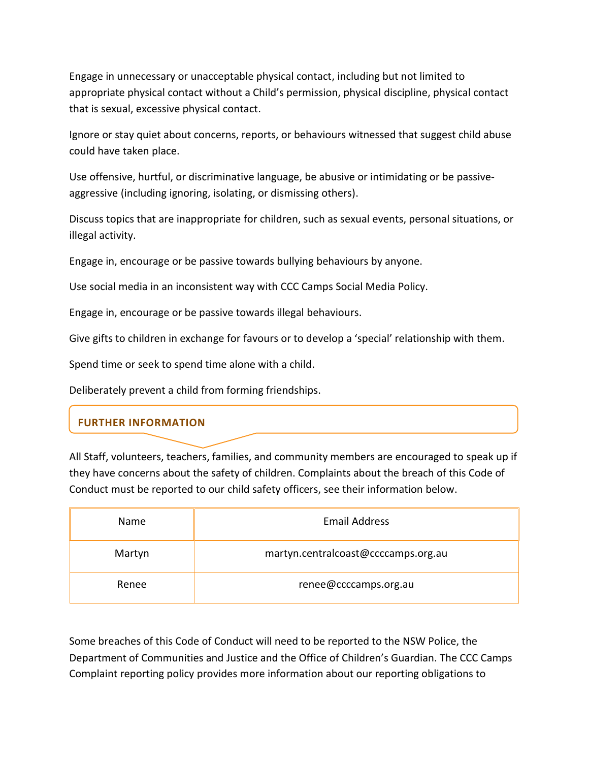Engage in unnecessary or unacceptable physical contact, including but not limited to appropriate physical contact without a Child's permission, physical discipline, physical contact that is sexual, excessive physical contact.

Ignore or stay quiet about concerns, reports, or behaviours witnessed that suggest child abuse could have taken place.

Use offensive, hurtful, or discriminative language, be abusive or intimidating or be passive-aggressive (including ignoring, isolating, or dismissing others).

Discuss topics that are inappropriate for children, such as sexual events, personal situations, or illegal activity.

Engage in, encourage or be passive towards bullying behaviours by anyone.

Use social media in an inconsistent way with CCC Camps Social Media Policy.

Engage in, encourage or be passive towards illegal behaviours.

Give gifts to children in exchange for favours or to develop a 'special' relationship with them.

Spend time or seek to spend time alone with a child.

Deliberately prevent a child from forming friendships.

## FURTHER INFORMATION

All Staff, volunteers, teachers, families, and community members are encouraged to speak up if they have concerns about the safety of children. Complaints about the breach of this Code of Conduct must be reported to our child safety officers, see their information below.

| Name | Email Address |
|---|---|
| Martyn | martyn.centralcoast@ccccamps.org.au |
| Renee | renee@ccccamps.org.au |

Some breaches of this Code of Conduct will need to be reported to the NSW Police, the Department of Communities and Justice and the Office of Children's Guardian. The CCC Camps Complaint reporting policy provides more information about our reporting obligations to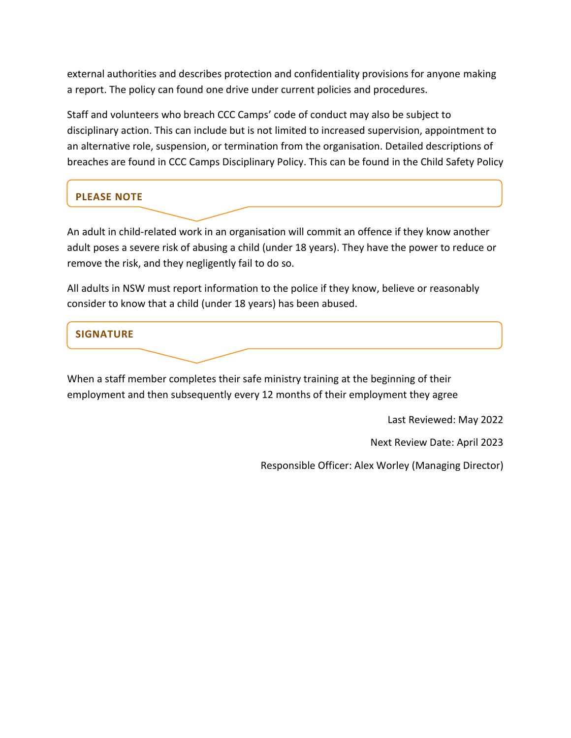external authorities and describes protection and confidentiality provisions for anyone making a report. The policy can found one drive under current policies and procedures.

Staff and volunteers who breach CCC Camps' code of conduct may also be subject to disciplinary action. This can include but is not limited to increased supervision, appointment to an alternative role, suspension, or termination from the organisation. Detailed descriptions of breaches are found in CCC Camps Disciplinary Policy. This can be found in the Child Safety Policy

## PLEASE NOTE

An adult in child-related work in an organisation will commit an offence if they know another adult poses a severe risk of abusing a child (under 18 years). They have the power to reduce or remove the risk, and they negligently fail to do so.

All adults in NSW must report information to the police if they know, believe or reasonably consider to know that a child (under 18 years) has been abused.

## SIGNATURE

When a staff member completes their safe ministry training at the beginning of their employment and then subsequently every 12 months of their employment they agree

Last Reviewed: May 2022

Next Review Date: April 2023

Responsible Officer: Alex Worley (Managing Director)